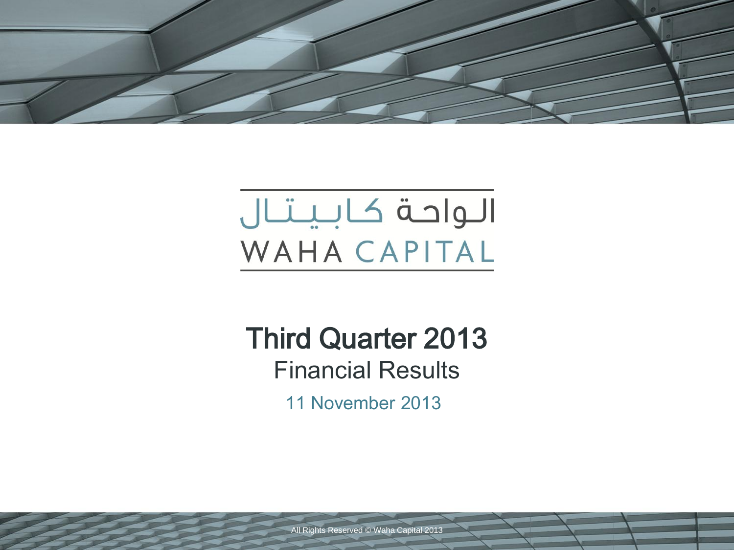الـواحـة كـابـيـتـال

WAHA CAPITAL

# Third Quarter 2013

## Financial Results

11 November 2013

All Rights Reserved © Waha Capital 2013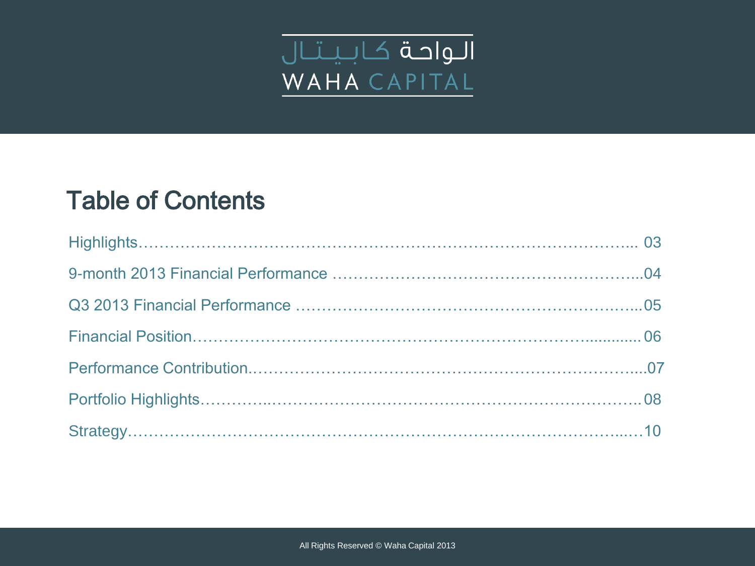الـواحـة كـابـيـتـال
WAHA CAPITAL

# Table of Contents

Highlights………………………………………………………………………………... 03

9-month 2013 Financial Performance ………………………………………………...04

Q3 2013 Financial Performance ………………………………………………………...05

Financial Position……………………………………………………………….............06

Performance Contribution.……………………………………………………………....07

Portfolio Highlights………..…………………………………………………………….08

Strategy…………………………………………………………………………….....…10

All Rights Reserved © Waha Capital 2013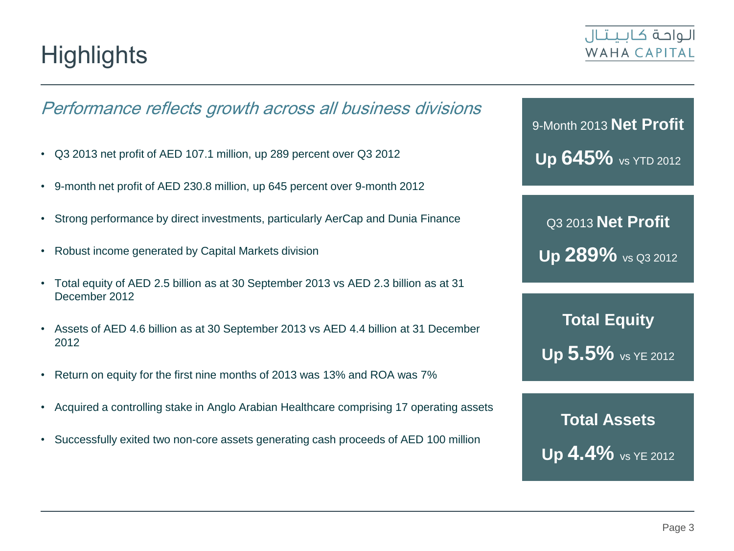# Highlights

*Performance reflects growth across all business divisions*

- Q3 2013 net profit of AED 107.1 million, up 289 percent over Q3 2012
- 9-month net profit of AED 230.8 million, up 645 percent over 9-month 2012
- Strong performance by direct investments, particularly AerCap and Dunia Finance
- Robust income generated by Capital Markets division
- Total equity of AED 2.5 billion as at 30 September 2013 vs AED 2.3 billion as at 31 December 2012
- Assets of AED 4.6 billion as at 30 September 2013 vs AED 4.4 billion at 31 December 2012
- Return on equity for the first nine months of 2013 was 13% and ROA was 7%
- Acquired a controlling stake in Anglo Arabian Healthcare comprising 17 operating assets
- Successfully exited two non-core assets generating cash proceeds of AED 100 million

9-Month 2013 **Net Profit**

**Up 645%** vs YTD 2012

Q3 2013 **Net Profit**

**Up 289%** vs Q3 2012

**Total Equity**

**Up 5.5%** vs YE 2012

**Total Assets**

**Up 4.4%** vs YE 2012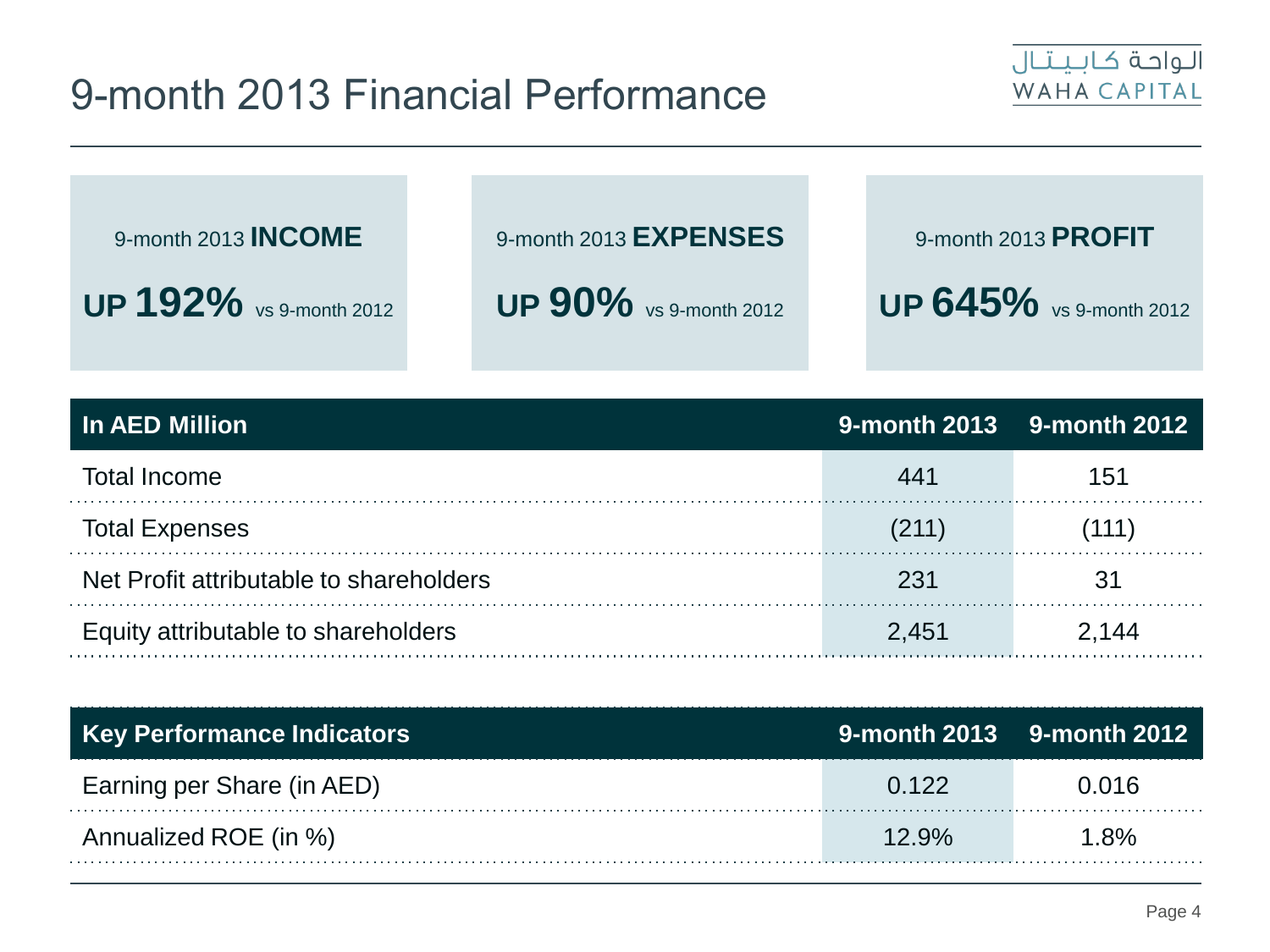# 9-month 2013 Financial Performance

الـواحـة كـابـيـتـال
WAHA CAPITAL

9-month 2013 **INCOME**

**UP 192%** vs 9-month 2012

9-month 2013 **EXPENSES**

**UP 90%** vs 9-month 2012

9-month 2013 **PROFIT**

**UP 645%** vs 9-month 2012

| In AED Million | 9-month 2013 | 9-month 2012 |
|---|---|---|
| Total Income | 441 | 151 |
| Total Expenses | (211) | (111) |
| Net Profit attributable to shareholders | 231 | 31 |
| Equity attributable to shareholders | 2,451 | 2,144 |

| Key Performance Indicators | 9-month 2013 | 9-month 2012 |
|---|---|---|
| Earning per Share (in AED) | 0.122 | 0.016 |
| Annualized ROE (in %) | 12.9% | 1.8% |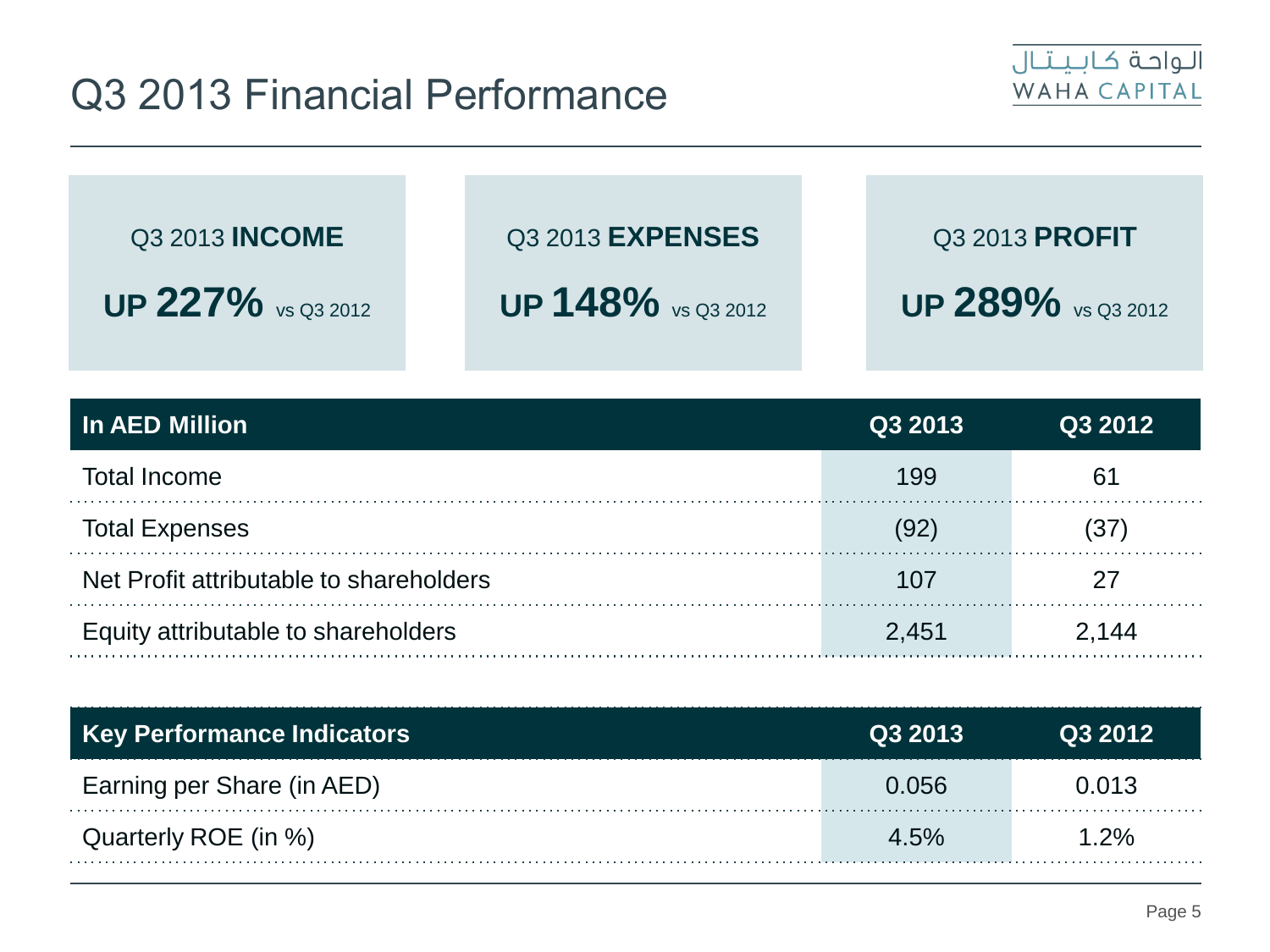# Q3 2013 Financial Performance

الواحة كابيتال
WAHA CAPITAL

Q3 2013 **INCOME**

**UP 227%** vs Q3 2012

Q3 2013 **EXPENSES**

**UP 148%** vs Q3 2012

Q3 2013 **PROFIT**

**UP 289%** vs Q3 2012

| In AED Million | Q3 2013 | Q3 2012 |
|---|---|---|
| Total Income | 199 | 61 |
| Total Expenses | (92) | (37) |
| Net Profit attributable to shareholders | 107 | 27 |
| Equity attributable to shareholders | 2,451 | 2,144 |

| Key Performance Indicators | Q3 2013 | Q3 2012 |
|---|---|---|
| Earning per Share (in AED) | 0.056 | 0.013 |
| Quarterly ROE (in %) | 4.5% | 1.2% |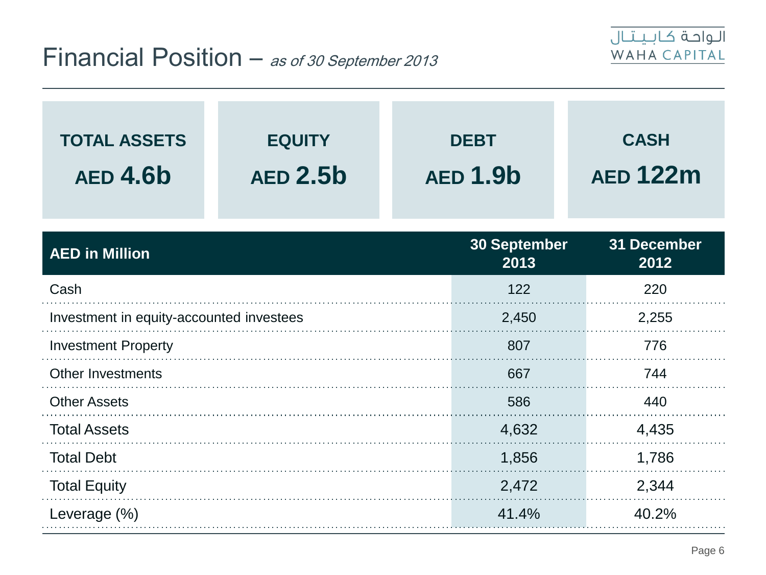# Financial Position – *as of 30 September 2013*

| TOTAL ASSETS | EQUITY | DEBT | CASH |
|---|---|---|---|
| AED **4.6b** | AED **2.5b** | AED **1.9b** | AED **122m** |

| AED in Million | 30 September 2013 | 31 December 2012 |
|---|---|---|
| Cash | 122 | 220 |
| Investment in equity-accounted investees | 2,450 | 2,255 |
| Investment Property | 807 | 776 |
| Other Investments | 667 | 744 |
| Other Assets | 586 | 440 |
| Total Assets | 4,632 | 4,435 |
| Total Debt | 1,856 | 1,786 |
| Total Equity | 2,472 | 2,344 |
| Leverage (%) | 41.4% | 40.2% |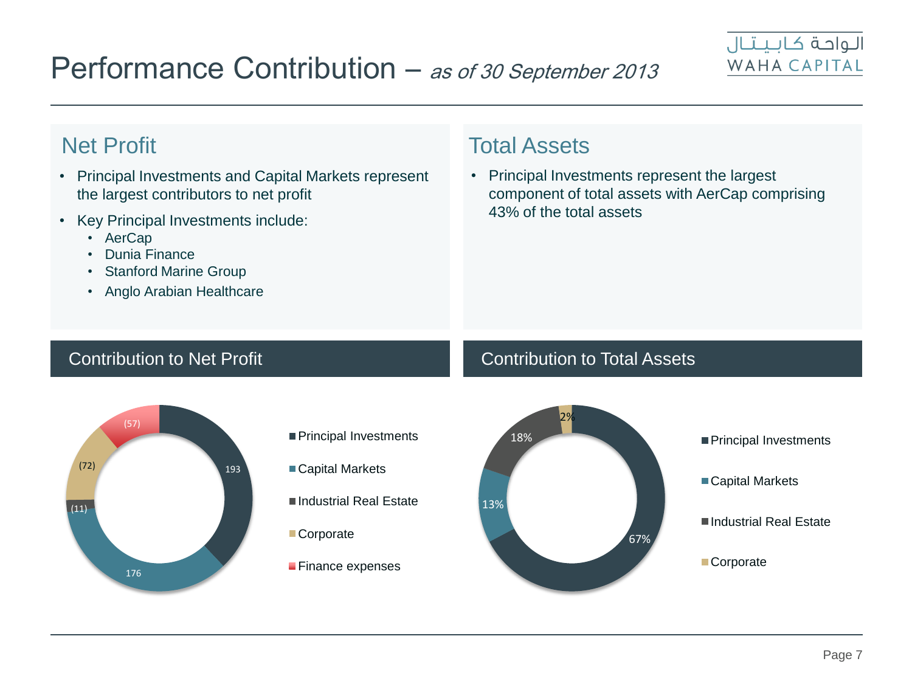# Performance Contribution – *as of 30 September 2013*

## Net Profit

- Principal Investments and Capital Markets represent the largest contributors to net profit
- Key Principal Investments include:
  - AerCap
  - Dunia Finance
  - Stanford Marine Group
  - Anglo Arabian Healthcare

## Total Assets

- Principal Investments represent the largest component of total assets with AerCap comprising 43% of the total assets

## Contribution to Net Profit

| Segment | Contribution |
| --- | --- |
| Principal Investments | 193 |
| Capital Markets | 176 |
| Industrial Real Estate | (11) |
| Corporate | (72) |
| Finance expenses | (57) |

## Contribution to Total Assets

| Segment | Contribution |
| --- | --- |
| Principal Investments | 67% |
| Capital Markets | 13% |
| Industrial Real Estate | 18% |
| Corporate | 2% |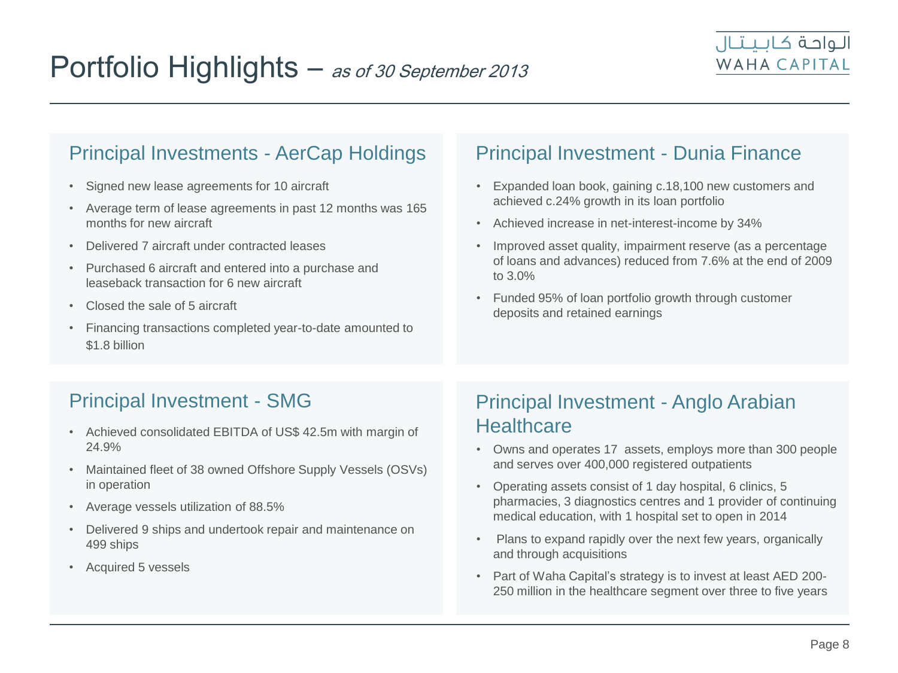# Portfolio Highlights – *as of 30 September 2013*

## Principal Investments - AerCap Holdings

- Signed new lease agreements for 10 aircraft
- Average term of lease agreements in past 12 months was 165 months for new aircraft
- Delivered 7 aircraft under contracted leases
- Purchased 6 aircraft and entered into a purchase and leaseback transaction for 6 new aircraft
- Closed the sale of 5 aircraft
- Financing transactions completed year-to-date amounted to $1.8 billion

## Principal Investment - Dunia Finance

- Expanded loan book, gaining c.18,100 new customers and achieved c.24% growth in its loan portfolio
- Achieved increase in net-interest-income by 34%
- Improved asset quality, impairment reserve (as a percentage of loans and advances) reduced from 7.6% at the end of 2009 to 3.0%
- Funded 95% of loan portfolio growth through customer deposits and retained earnings

## Principal Investment - SMG

- Achieved consolidated EBITDA of US$ 42.5m with margin of 24.9%
- Maintained fleet of 38 owned Offshore Supply Vessels (OSVs) in operation
- Average vessels utilization of 88.5%
- Delivered 9 ships and undertook repair and maintenance on 499 ships
- Acquired 5 vessels

## Principal Investment - Anglo Arabian Healthcare

- Owns and operates 17 assets, employs more than 300 people and serves over 400,000 registered outpatients
- Operating assets consist of 1 day hospital, 6 clinics, 5 pharmacies, 3 diagnostics centres and 1 provider of continuing medical education, with 1 hospital set to open in 2014
- Plans to expand rapidly over the next few years, organically and through acquisitions
- Part of Waha Capital's strategy is to invest at least AED 200-250 million in the healthcare segment over three to five years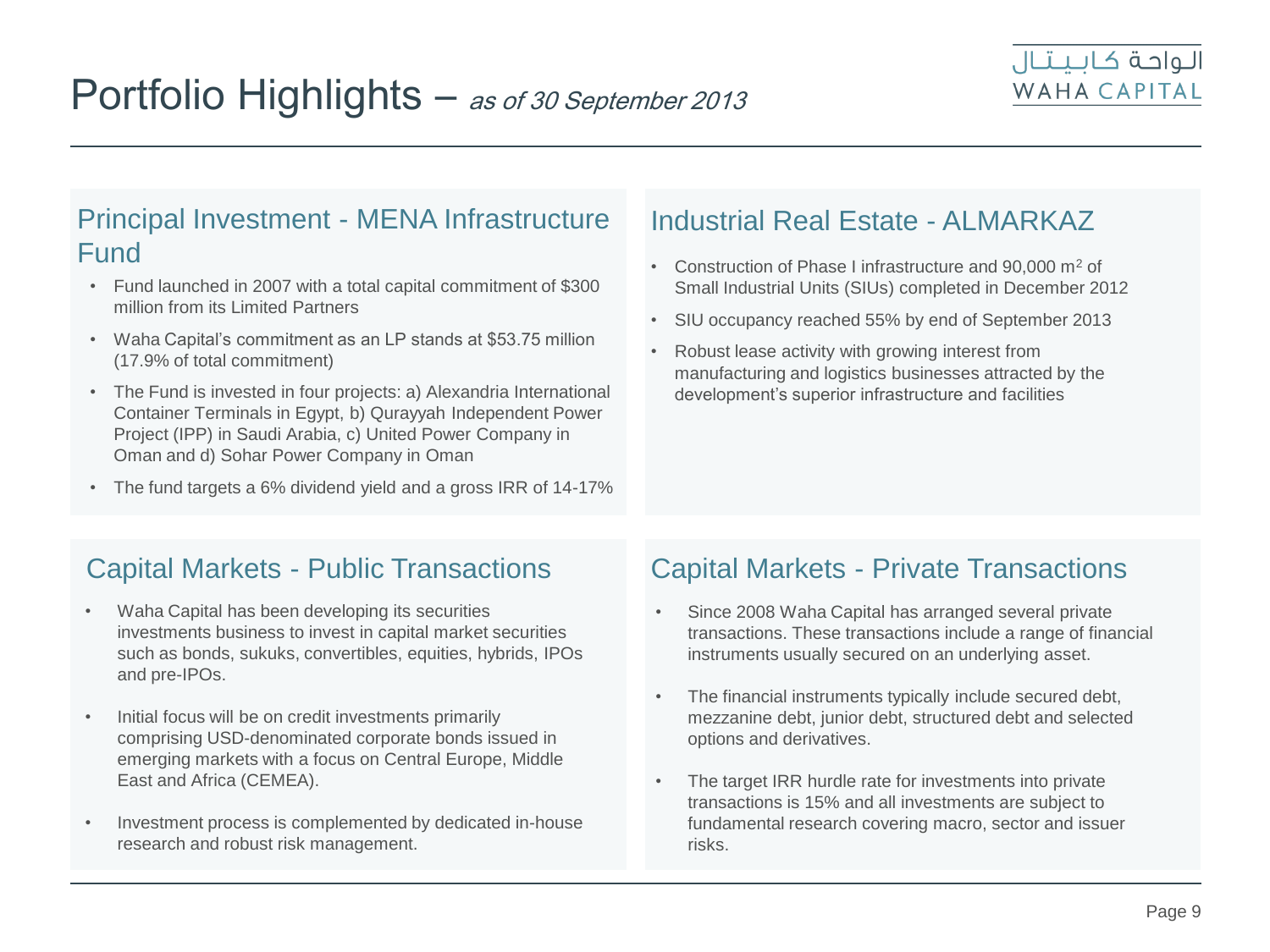# Portfolio Highlights – *as of 30 September 2013*

## Principal Investment - MENA Infrastructure Fund

- Fund launched in 2007 with a total capital commitment of $300 million from its Limited Partners
- Waha Capital's commitment as an LP stands at $53.75 million (17.9% of total commitment)
- The Fund is invested in four projects: a) Alexandria International Container Terminals in Egypt, b) Qurayyah Independent Power Project (IPP) in Saudi Arabia, c) United Power Company in Oman and d) Sohar Power Company in Oman
- The fund targets a 6% dividend yield and a gross IRR of 14-17%

## Industrial Real Estate - ALMARKAZ

- Construction of Phase I infrastructure and 90,000 $m^2$ of Small Industrial Units (SIUs) completed in December 2012
- SIU occupancy reached 55% by end of September 2013
- Robust lease activity with growing interest from manufacturing and logistics businesses attracted by the development's superior infrastructure and facilities

## Capital Markets - Public Transactions

- Waha Capital has been developing its securities investments business to invest in capital market securities such as bonds, sukuks, convertibles, equities, hybrids, IPOs and pre-IPOs.
- Initial focus will be on credit investments primarily comprising USD-denominated corporate bonds issued in emerging markets with a focus on Central Europe, Middle East and Africa (CEMEA).
- Investment process is complemented by dedicated in-house research and robust risk management.

## Capital Markets - Private Transactions

- Since 2008 Waha Capital has arranged several private transactions. These transactions include a range of financial instruments usually secured on an underlying asset.
- The financial instruments typically include secured debt, mezzanine debt, junior debt, structured debt and selected options and derivatives.
- The target IRR hurdle rate for investments into private transactions is 15% and all investments are subject to fundamental research covering macro, sector and issuer risks.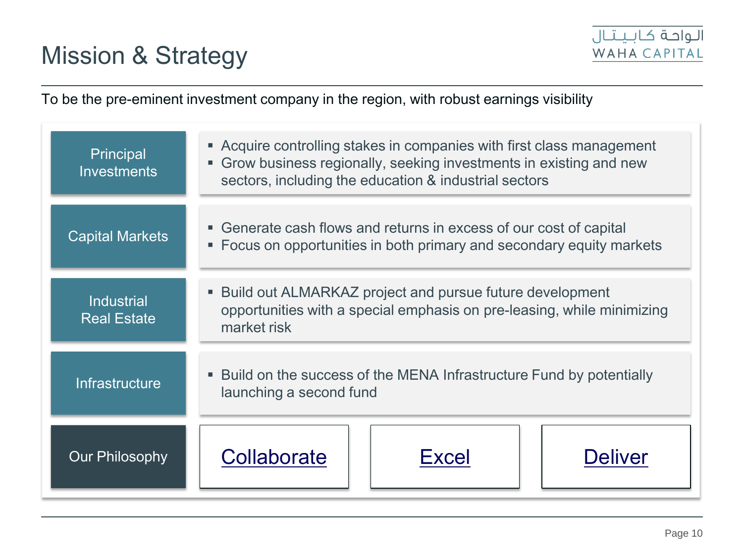# Mission & Strategy

الواحة كابيتال
WAHA CAPITAL

To be the pre-eminent investment company in the region, with robust earnings visibility

| | |
|---|---|
| Principal Investments | ▪ Acquire controlling stakes in companies with first class management<br>▪ Grow business regionally, seeking investments in existing and new sectors, including the education & industrial sectors |
| Capital Markets | ▪ Generate cash flows and returns in excess of our cost of capital<br>▪ Focus on opportunities in both primary and secondary equity markets |
| Industrial Real Estate | ▪ Build out ALMARKAZ project and pursue future development opportunities with a special emphasis on pre-leasing, while minimizing market risk |
| Infrastructure | ▪ Build on the success of the MENA Infrastructure Fund by potentially launching a second fund |

**Our Philosophy:** Collaborate | Excel | Deliver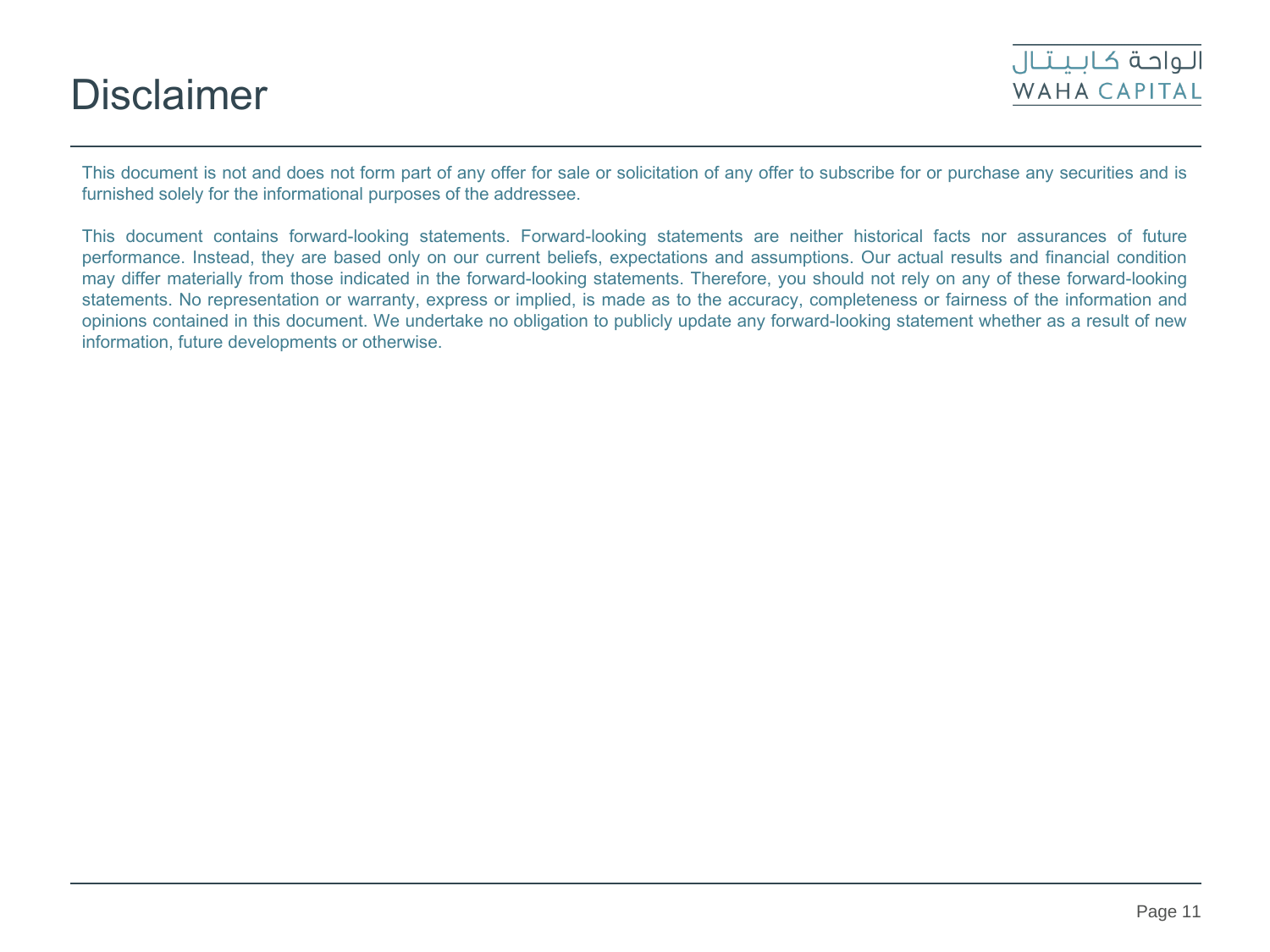# Disclaimer

This document is not and does not form part of any offer for sale or solicitation of any offer to subscribe for or purchase any securities and is furnished solely for the informational purposes of the addressee.

This document contains forward-looking statements. Forward-looking statements are neither historical facts nor assurances of future performance. Instead, they are based only on our current beliefs, expectations and assumptions. Our actual results and financial condition may differ materially from those indicated in the forward-looking statements. Therefore, you should not rely on any of these forward-looking statements. No representation or warranty, express or implied, is made as to the accuracy, completeness or fairness of the information and opinions contained in this document. We undertake no obligation to publicly update any forward-looking statement whether as a result of new information, future developments or otherwise.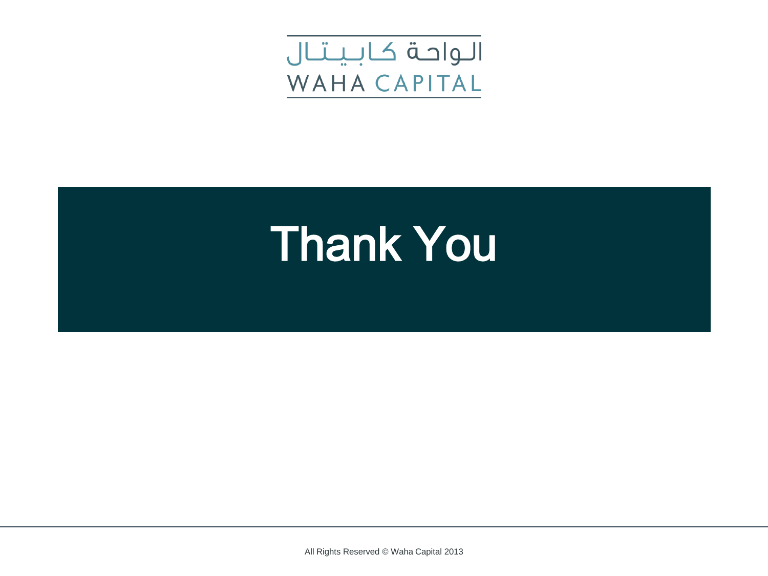الـواحـة كـابـيـتـال
WAHA CAPITAL

# Thank You

All Rights Reserved © Waha Capital 2013